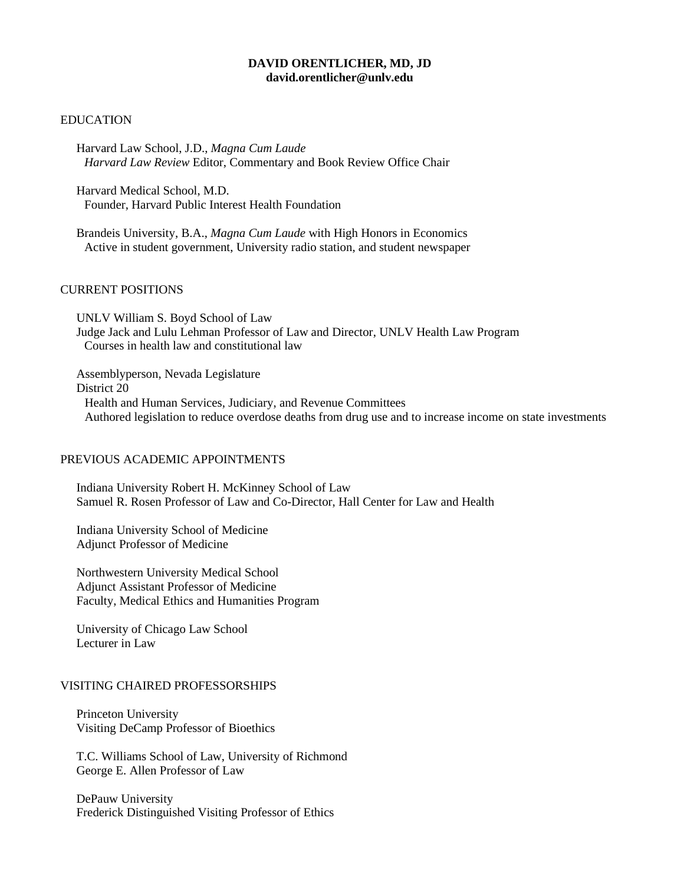**DAVID ORENTLICHER, MD, JD**
**david.orentlicher@unlv.edu**

## EDUCATION

Harvard Law School, J.D., *Magna Cum Laude*
*Harvard Law Review* Editor, Commentary and Book Review Office Chair

Harvard Medical School, M.D.
Founder, Harvard Public Interest Health Foundation

Brandeis University, B.A., *Magna Cum Laude* with High Honors in Economics
Active in student government, University radio station, and student newspaper

## CURRENT POSITIONS

UNLV William S. Boyd School of Law
Judge Jack and Lulu Lehman Professor of Law and Director, UNLV Health Law Program
Courses in health law and constitutional law

Assemblyperson, Nevada Legislature
District 20
Health and Human Services, Judiciary, and Revenue Committees
Authored legislation to reduce overdose deaths from drug use and to increase income on state investments

## PREVIOUS ACADEMIC APPOINTMENTS

Indiana University Robert H. McKinney School of Law
Samuel R. Rosen Professor of Law and Co-Director, Hall Center for Law and Health

Indiana University School of Medicine
Adjunct Professor of Medicine

Northwestern University Medical School
Adjunct Assistant Professor of Medicine
Faculty, Medical Ethics and Humanities Program

University of Chicago Law School
Lecturer in Law

## VISITING CHAIRED PROFESSORSHIPS

Princeton University
Visiting DeCamp Professor of Bioethics

T.C. Williams School of Law, University of Richmond
George E. Allen Professor of Law

DePauw University
Frederick Distinguished Visiting Professor of Ethics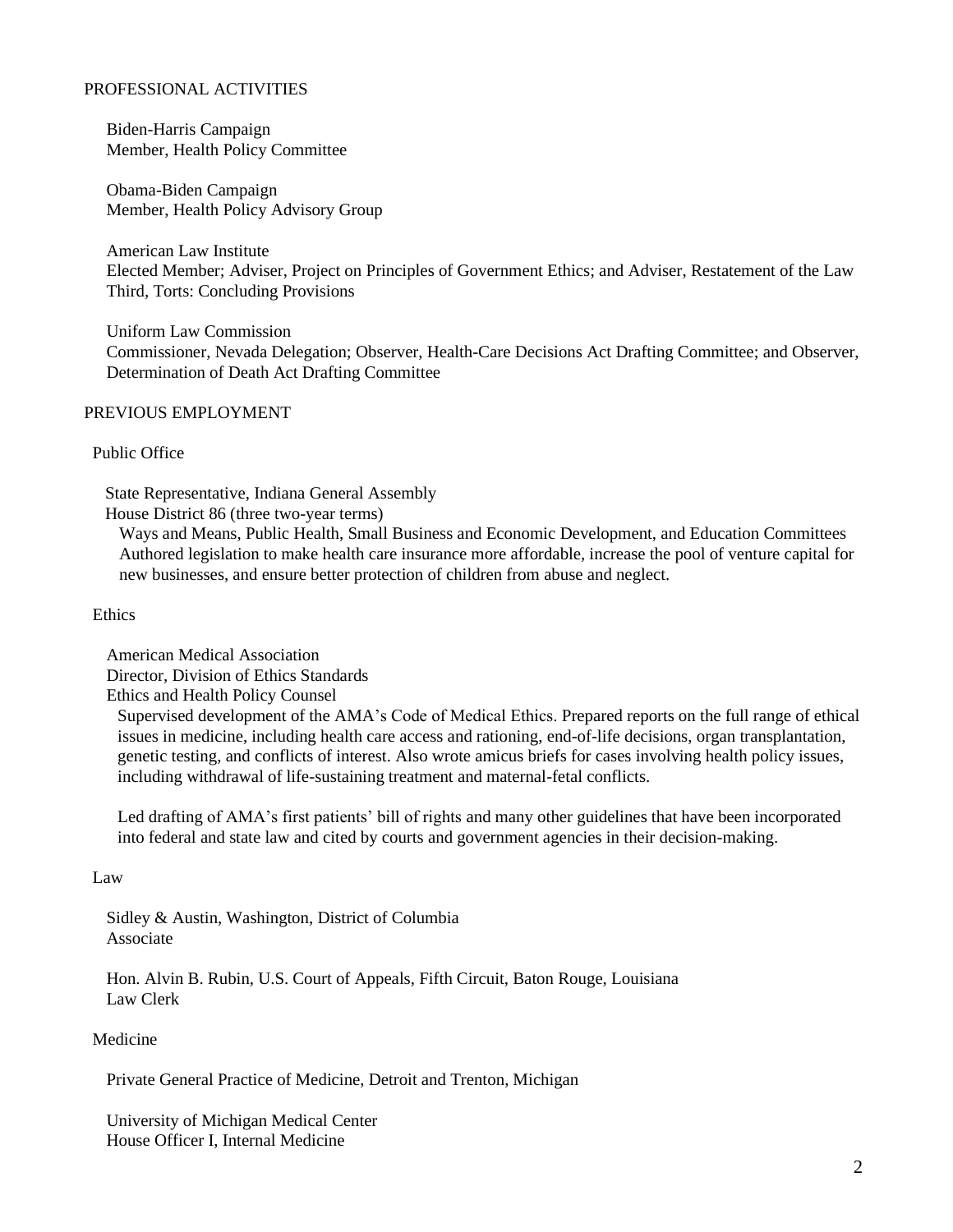## PROFESSIONAL ACTIVITIES

Biden-Harris Campaign
Member, Health Policy Committee

Obama-Biden Campaign
Member, Health Policy Advisory Group

American Law Institute
Elected Member; Adviser, Project on Principles of Government Ethics; and Adviser, Restatement of the Law Third, Torts: Concluding Provisions

Uniform Law Commission
Commissioner, Nevada Delegation; Observer, Health-Care Decisions Act Drafting Committee; and Observer, Determination of Death Act Drafting Committee

## PREVIOUS EMPLOYMENT

### Public Office

State Representative, Indiana General Assembly
House District 86 (three two-year terms)
Ways and Means, Public Health, Small Business and Economic Development, and Education Committees
Authored legislation to make health care insurance more affordable, increase the pool of venture capital for new businesses, and ensure better protection of children from abuse and neglect.

### Ethics

American Medical Association
Director, Division of Ethics Standards
Ethics and Health Policy Counsel
Supervised development of the AMA's Code of Medical Ethics. Prepared reports on the full range of ethical issues in medicine, including health care access and rationing, end-of-life decisions, organ transplantation, genetic testing, and conflicts of interest. Also wrote amicus briefs for cases involving health policy issues, including withdrawal of life-sustaining treatment and maternal-fetal conflicts.

Led drafting of AMA's first patients' bill of rights and many other guidelines that have been incorporated into federal and state law and cited by courts and government agencies in their decision-making.

### Law

Sidley & Austin, Washington, District of Columbia
Associate

Hon. Alvin B. Rubin, U.S. Court of Appeals, Fifth Circuit, Baton Rouge, Louisiana
Law Clerk

### Medicine

Private General Practice of Medicine, Detroit and Trenton, Michigan

University of Michigan Medical Center
House Officer I, Internal Medicine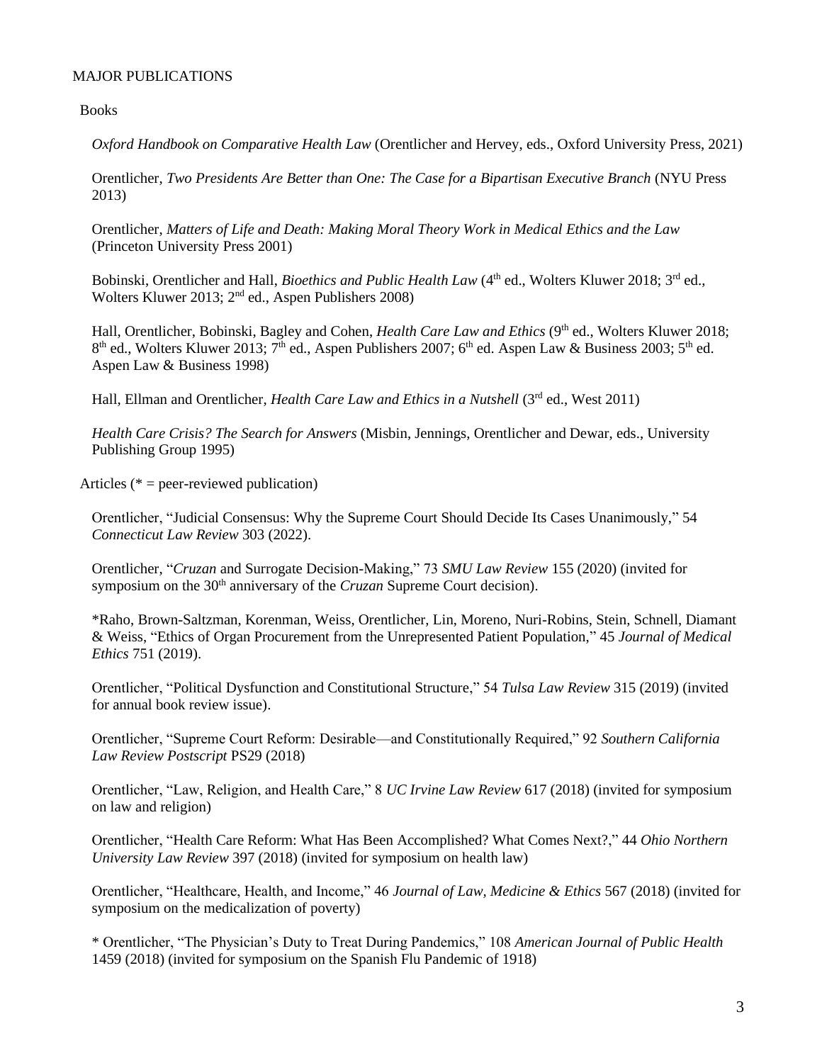## MAJOR PUBLICATIONS

### Books

*Oxford Handbook on Comparative Health Law* (Orentlicher and Hervey, eds., Oxford University Press, 2021)

Orentlicher, *Two Presidents Are Better than One: The Case for a Bipartisan Executive Branch* (NYU Press 2013)

Orentlicher, *Matters of Life and Death: Making Moral Theory Work in Medical Ethics and the Law* (Princeton University Press 2001)

Bobinski, Orentlicher and Hall, *Bioethics and Public Health Law* (4th ed., Wolters Kluwer 2018; 3rd ed., Wolters Kluwer 2013; 2nd ed., Aspen Publishers 2008)

Hall, Orentlicher, Bobinski, Bagley and Cohen, *Health Care Law and Ethics* (9th ed., Wolters Kluwer 2018; 8th ed., Wolters Kluwer 2013; 7th ed., Aspen Publishers 2007; 6th ed. Aspen Law & Business 2003; 5th ed. Aspen Law & Business 1998)

Hall, Ellman and Orentlicher, *Health Care Law and Ethics in a Nutshell* (3rd ed., West 2011)

*Health Care Crisis? The Search for Answers* (Misbin, Jennings, Orentlicher and Dewar, eds., University Publishing Group 1995)

### Articles (* = peer-reviewed publication)

Orentlicher, "Judicial Consensus: Why the Supreme Court Should Decide Its Cases Unanimously," 54 *Connecticut Law Review* 303 (2022).

Orentlicher, "*Cruzan* and Surrogate Decision-Making," 73 *SMU Law Review* 155 (2020) (invited for symposium on the 30th anniversary of the *Cruzan* Supreme Court decision).

*Raho, Brown-Saltzman, Korenman, Weiss, Orentlicher, Lin, Moreno, Nuri-Robins, Stein, Schnell, Diamant & Weiss, "Ethics of Organ Procurement from the Unrepresented Patient Population," 45 *Journal of Medical Ethics* 751 (2019).

Orentlicher, "Political Dysfunction and Constitutional Structure," 54 *Tulsa Law Review* 315 (2019) (invited for annual book review issue).

Orentlicher, "Supreme Court Reform: Desirable—and Constitutionally Required," 92 *Southern California Law Review Postscript* PS29 (2018)

Orentlicher, "Law, Religion, and Health Care," 8 *UC Irvine Law Review* 617 (2018) (invited for symposium on law and religion)

Orentlicher, "Health Care Reform: What Has Been Accomplished? What Comes Next?," 44 *Ohio Northern University Law Review* 397 (2018) (invited for symposium on health law)

Orentlicher, "Healthcare, Health, and Income," 46 *Journal of Law, Medicine & Ethics* 567 (2018) (invited for symposium on the medicalization of poverty)

* Orentlicher, "The Physician's Duty to Treat During Pandemics," 108 *American Journal of Public Health* 1459 (2018) (invited for symposium on the Spanish Flu Pandemic of 1918)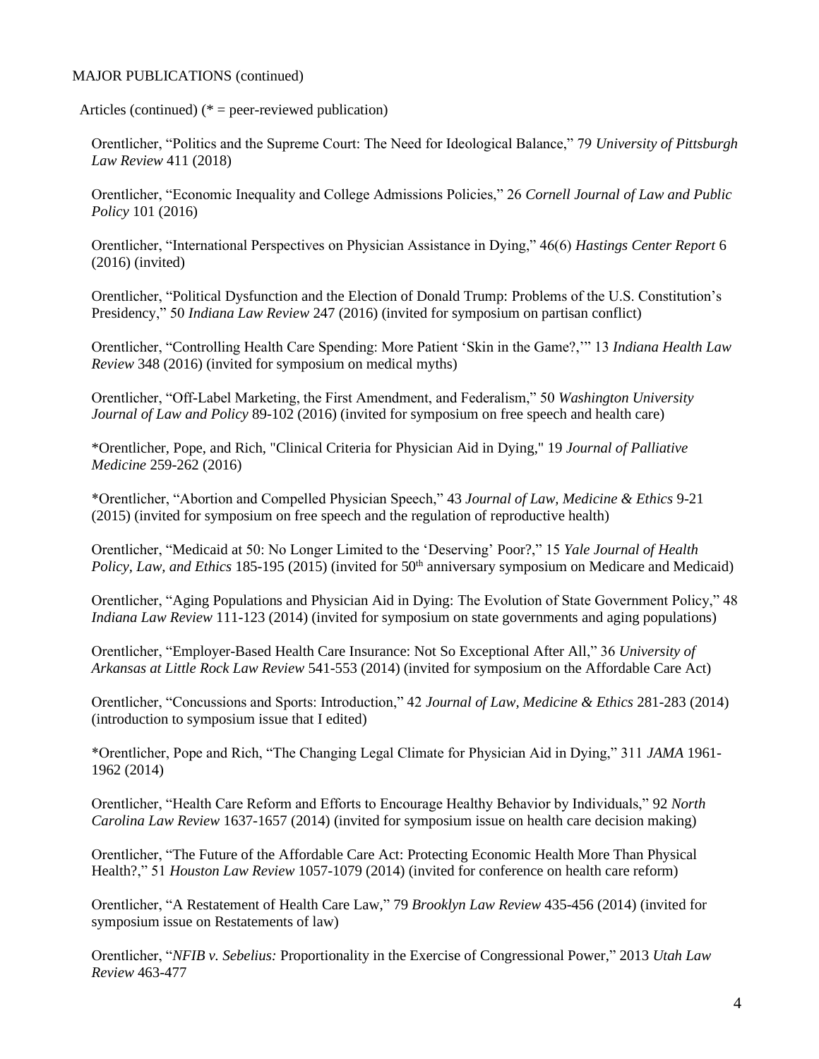MAJOR PUBLICATIONS (continued)

Articles (continued) (* = peer-reviewed publication)

Orentlicher, "Politics and the Supreme Court: The Need for Ideological Balance," 79 *University of Pittsburgh Law Review* 411 (2018)

Orentlicher, "Economic Inequality and College Admissions Policies," 26 *Cornell Journal of Law and Public Policy* 101 (2016)

Orentlicher, "International Perspectives on Physician Assistance in Dying," 46(6) *Hastings Center Report* 6 (2016) (invited)

Orentlicher, "Political Dysfunction and the Election of Donald Trump: Problems of the U.S. Constitution's Presidency," 50 *Indiana Law Review* 247 (2016) (invited for symposium on partisan conflict)

Orentlicher, "Controlling Health Care Spending: More Patient 'Skin in the Game?,'" 13 *Indiana Health Law Review* 348 (2016) (invited for symposium on medical myths)

Orentlicher, "Off-Label Marketing, the First Amendment, and Federalism," 50 *Washington University Journal of Law and Policy* 89-102 (2016) (invited for symposium on free speech and health care)

*Orentlicher, Pope, and Rich, "Clinical Criteria for Physician Aid in Dying," 19 *Journal of Palliative Medicine* 259-262 (2016)

*Orentlicher, "Abortion and Compelled Physician Speech," 43 *Journal of Law, Medicine & Ethics* 9-21 (2015) (invited for symposium on free speech and the regulation of reproductive health)

Orentlicher, "Medicaid at 50: No Longer Limited to the 'Deserving' Poor?," 15 *Yale Journal of Health Policy, Law, and Ethics* 185-195 (2015) (invited for 50th anniversary symposium on Medicare and Medicaid)

Orentlicher, "Aging Populations and Physician Aid in Dying: The Evolution of State Government Policy," 48 *Indiana Law Review* 111-123 (2014) (invited for symposium on state governments and aging populations)

Orentlicher, "Employer-Based Health Care Insurance: Not So Exceptional After All," 36 *University of Arkansas at Little Rock Law Review* 541-553 (2014) (invited for symposium on the Affordable Care Act)

Orentlicher, "Concussions and Sports: Introduction," 42 *Journal of Law, Medicine & Ethics* 281-283 (2014) (introduction to symposium issue that I edited)

*Orentlicher, Pope and Rich, "The Changing Legal Climate for Physician Aid in Dying," 311 *JAMA* 1961-1962 (2014)

Orentlicher, "Health Care Reform and Efforts to Encourage Healthy Behavior by Individuals," 92 *North Carolina Law Review* 1637-1657 (2014) (invited for symposium issue on health care decision making)

Orentlicher, "The Future of the Affordable Care Act: Protecting Economic Health More Than Physical Health?," 51 *Houston Law Review* 1057-1079 (2014) (invited for conference on health care reform)

Orentlicher, "A Restatement of Health Care Law," 79 *Brooklyn Law Review* 435-456 (2014) (invited for symposium issue on Restatements of law)

Orentlicher, "*NFIB v. Sebelius:* Proportionality in the Exercise of Congressional Power," 2013 *Utah Law Review* 463-477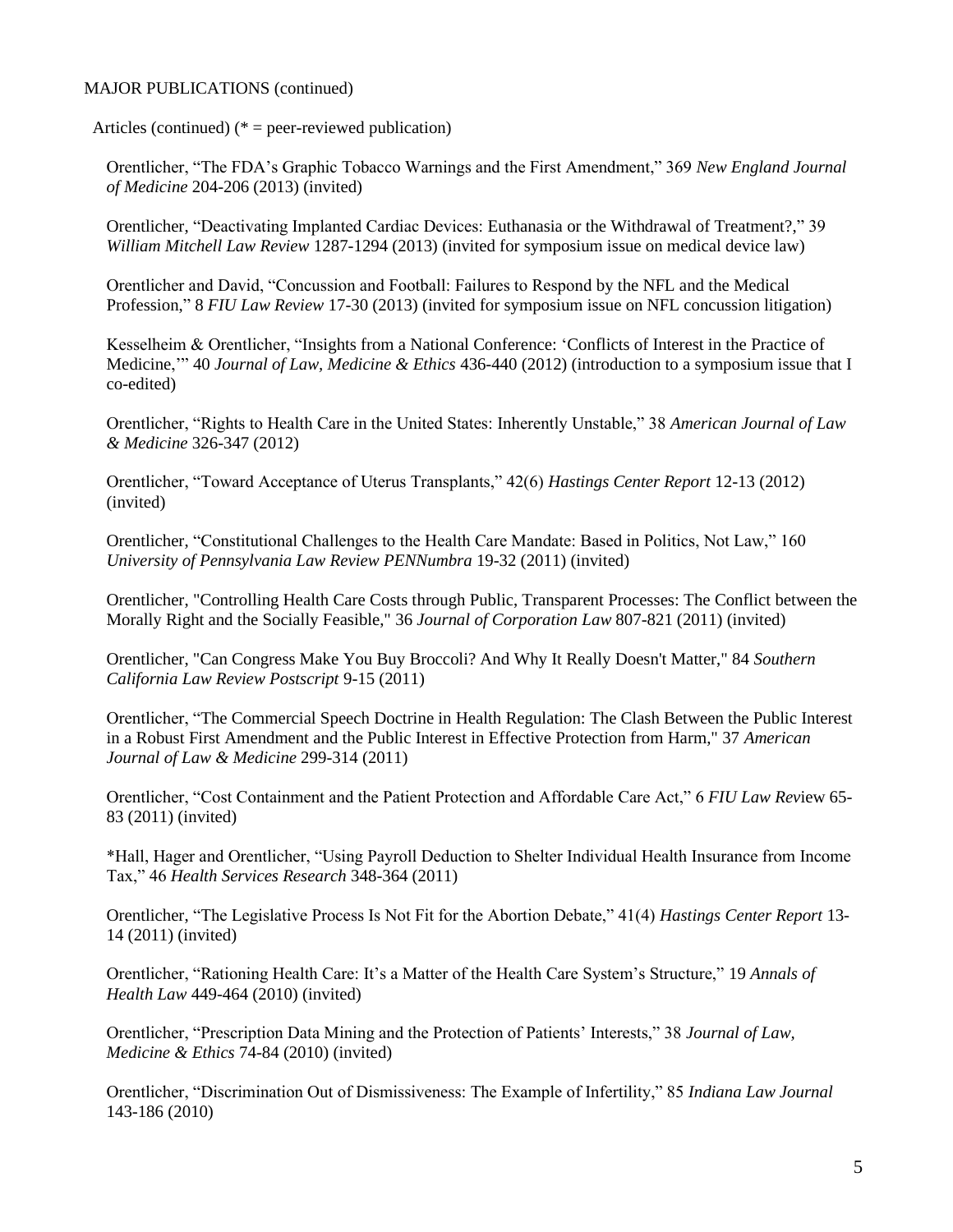MAJOR PUBLICATIONS (continued)

Articles (continued) (* = peer-reviewed publication)

Orentlicher, "The FDA's Graphic Tobacco Warnings and the First Amendment," 369 *New England Journal of Medicine* 204-206 (2013) (invited)

Orentlicher, "Deactivating Implanted Cardiac Devices: Euthanasia or the Withdrawal of Treatment?," 39 *William Mitchell Law Review* 1287-1294 (2013) (invited for symposium issue on medical device law)

Orentlicher and David, "Concussion and Football: Failures to Respond by the NFL and the Medical Profession," 8 *FIU Law Review* 17-30 (2013) (invited for symposium issue on NFL concussion litigation)

Kesselheim & Orentlicher, "Insights from a National Conference: 'Conflicts of Interest in the Practice of Medicine,'" 40 *Journal of Law, Medicine & Ethics* 436-440 (2012) (introduction to a symposium issue that I co-edited)

Orentlicher, "Rights to Health Care in the United States: Inherently Unstable," 38 *American Journal of Law & Medicine* 326-347 (2012)

Orentlicher, "Toward Acceptance of Uterus Transplants," 42(6) *Hastings Center Report* 12-13 (2012) (invited)

Orentlicher, "Constitutional Challenges to the Health Care Mandate: Based in Politics, Not Law," 160 *University of Pennsylvania Law Review PENNumbra* 19-32 (2011) (invited)

Orentlicher, "Controlling Health Care Costs through Public, Transparent Processes: The Conflict between the Morally Right and the Socially Feasible," 36 *Journal of Corporation Law* 807-821 (2011) (invited)

Orentlicher, "Can Congress Make You Buy Broccoli? And Why It Really Doesn't Matter," 84 *Southern California Law Review Postscript* 9-15 (2011)

Orentlicher, "The Commercial Speech Doctrine in Health Regulation: The Clash Between the Public Interest in a Robust First Amendment and the Public Interest in Effective Protection from Harm," 37 *American Journal of Law & Medicine* 299-314 (2011)

Orentlicher, "Cost Containment and the Patient Protection and Affordable Care Act," 6 *FIU Law Review* 65-83 (2011) (invited)

*Hall, Hager and Orentlicher, "Using Payroll Deduction to Shelter Individual Health Insurance from Income Tax," 46 *Health Services Research* 348-364 (2011)

Orentlicher, "The Legislative Process Is Not Fit for the Abortion Debate," 41(4) *Hastings Center Report* 13-14 (2011) (invited)

Orentlicher, "Rationing Health Care: It's a Matter of the Health Care System's Structure," 19 *Annals of Health Law* 449-464 (2010) (invited)

Orentlicher, "Prescription Data Mining and the Protection of Patients' Interests," 38 *Journal of Law, Medicine & Ethics* 74-84 (2010) (invited)

Orentlicher, "Discrimination Out of Dismissiveness: The Example of Infertility," 85 *Indiana Law Journal* 143-186 (2010)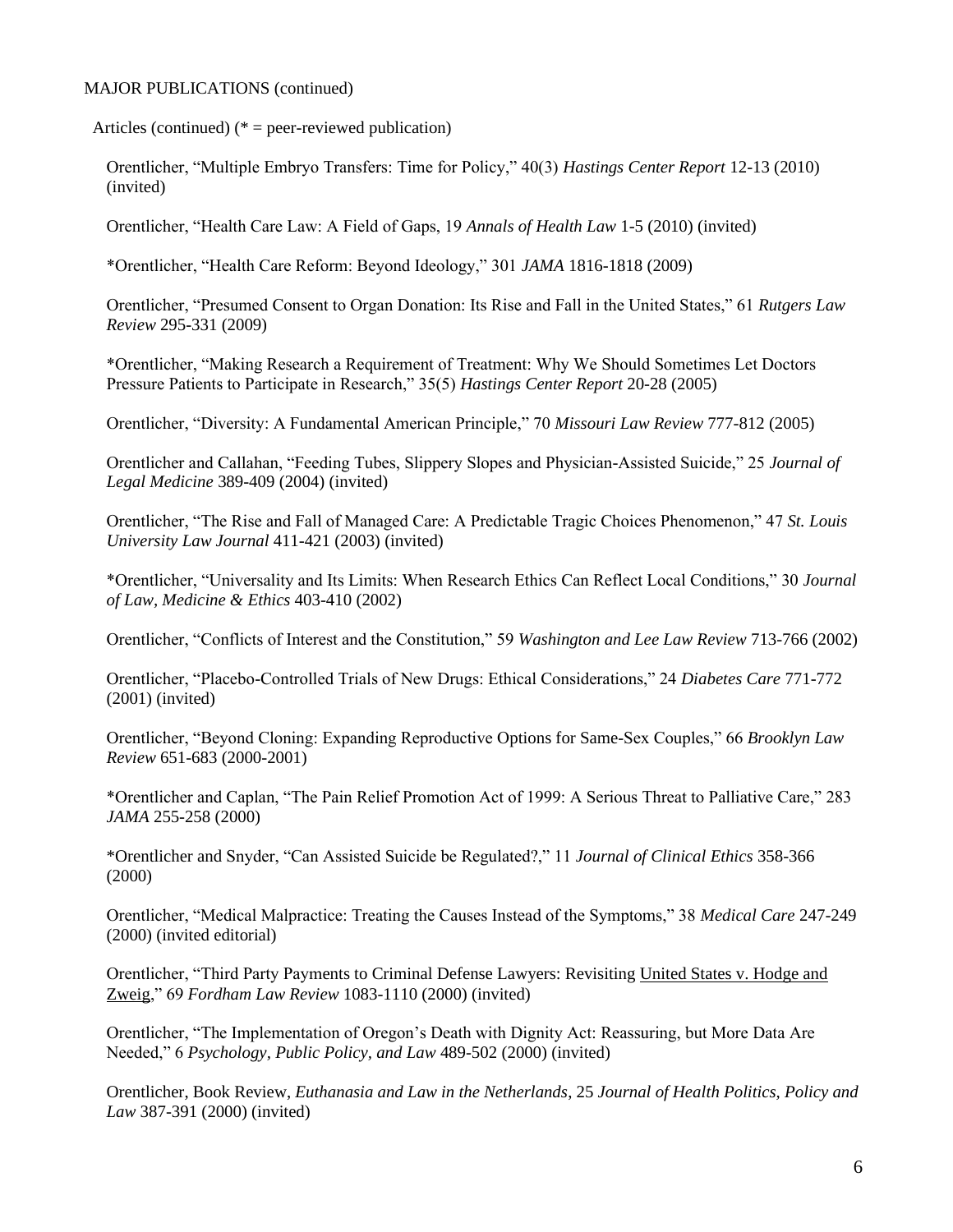MAJOR PUBLICATIONS (continued)

Articles (continued) (* = peer-reviewed publication)

Orentlicher, "Multiple Embryo Transfers: Time for Policy," 40(3) *Hastings Center Report* 12-13 (2010) (invited)

Orentlicher, "Health Care Law: A Field of Gaps, 19 *Annals of Health Law* 1-5 (2010) (invited)

*Orentlicher, "Health Care Reform: Beyond Ideology," 301 *JAMA* 1816-1818 (2009)

Orentlicher, "Presumed Consent to Organ Donation: Its Rise and Fall in the United States," 61 *Rutgers Law Review* 295-331 (2009)

*Orentlicher, "Making Research a Requirement of Treatment: Why We Should Sometimes Let Doctors Pressure Patients to Participate in Research," 35(5) *Hastings Center Report* 20-28 (2005)

Orentlicher, "Diversity: A Fundamental American Principle," 70 *Missouri Law Review* 777-812 (2005)

Orentlicher and Callahan, "Feeding Tubes, Slippery Slopes and Physician-Assisted Suicide," 25 *Journal of Legal Medicine* 389-409 (2004) (invited)

Orentlicher, "The Rise and Fall of Managed Care: A Predictable Tragic Choices Phenomenon," 47 *St. Louis University Law Journal* 411-421 (2003) (invited)

*Orentlicher, "Universality and Its Limits: When Research Ethics Can Reflect Local Conditions," 30 *Journal of Law, Medicine & Ethics* 403-410 (2002)

Orentlicher, "Conflicts of Interest and the Constitution," 59 *Washington and Lee Law Review* 713-766 (2002)

Orentlicher, "Placebo-Controlled Trials of New Drugs: Ethical Considerations," 24 *Diabetes Care* 771-772 (2001) (invited)

Orentlicher, "Beyond Cloning: Expanding Reproductive Options for Same-Sex Couples," 66 *Brooklyn Law Review* 651-683 (2000-2001)

*Orentlicher and Caplan, "The Pain Relief Promotion Act of 1999: A Serious Threat to Palliative Care," 283 *JAMA* 255-258 (2000)

*Orentlicher and Snyder, "Can Assisted Suicide be Regulated?," 11 *Journal of Clinical Ethics* 358-366 (2000)

Orentlicher, "Medical Malpractice: Treating the Causes Instead of the Symptoms," 38 *Medical Care* 247-249 (2000) (invited editorial)

Orentlicher, "Third Party Payments to Criminal Defense Lawyers: Revisiting United States v. Hodge and Zweig," 69 *Fordham Law Review* 1083-1110 (2000) (invited)

Orentlicher, "The Implementation of Oregon's Death with Dignity Act: Reassuring, but More Data Are Needed," 6 *Psychology, Public Policy, and Law* 489-502 (2000) (invited)

Orentlicher, Book Review, *Euthanasia and Law in the Netherlands*, 25 *Journal of Health Politics, Policy and Law* 387-391 (2000) (invited)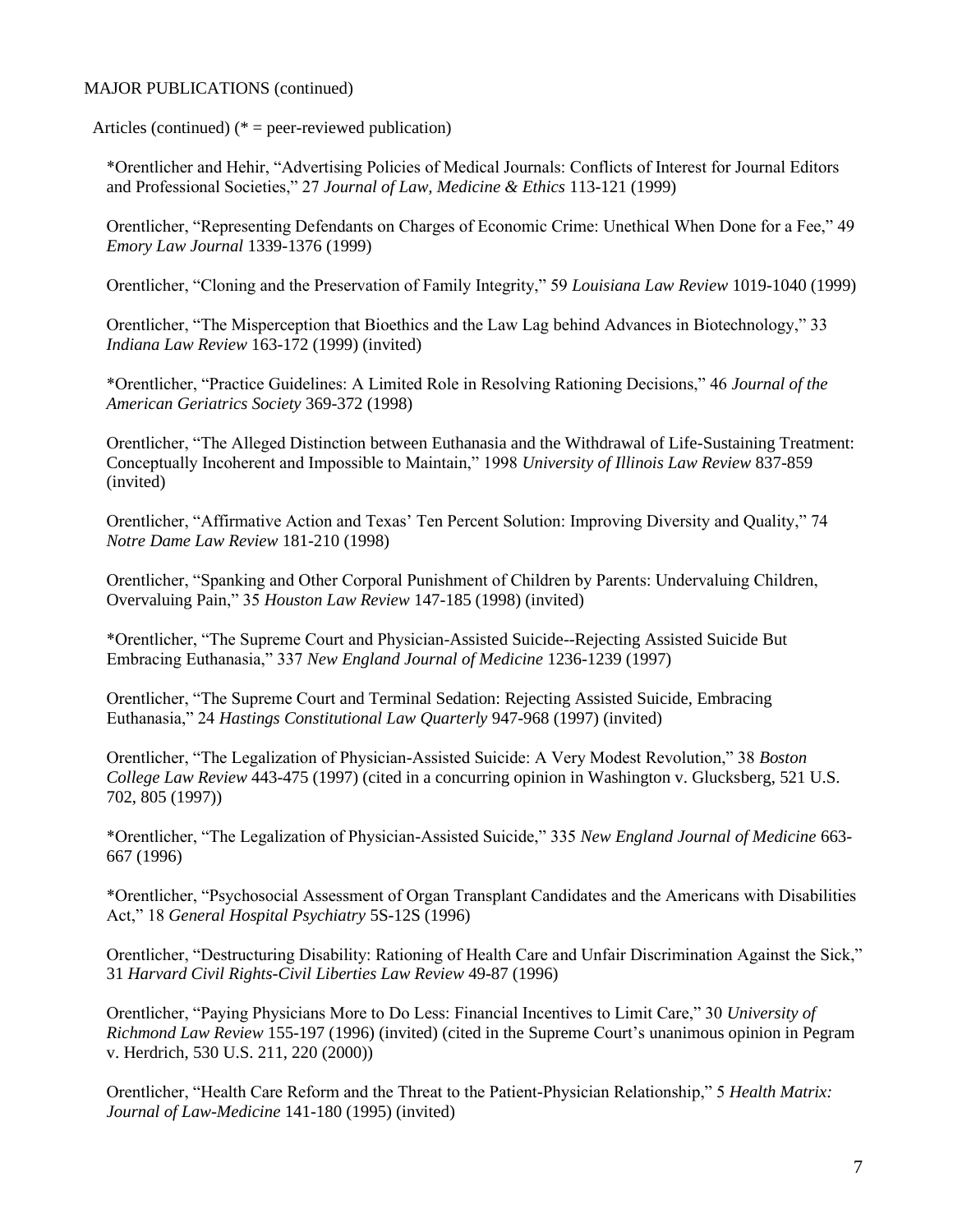MAJOR PUBLICATIONS (continued)

Articles (continued) (* = peer-reviewed publication)

*Orentlicher and Hehir, "Advertising Policies of Medical Journals: Conflicts of Interest for Journal Editors and Professional Societies," 27 *Journal of Law, Medicine & Ethics* 113-121 (1999)

Orentlicher, "Representing Defendants on Charges of Economic Crime: Unethical When Done for a Fee," 49 *Emory Law Journal* 1339-1376 (1999)

Orentlicher, "Cloning and the Preservation of Family Integrity," 59 *Louisiana Law Review* 1019-1040 (1999)

Orentlicher, "The Misperception that Bioethics and the Law Lag behind Advances in Biotechnology," 33 *Indiana Law Review* 163-172 (1999) (invited)

*Orentlicher, "Practice Guidelines: A Limited Role in Resolving Rationing Decisions," 46 *Journal of the American Geriatrics Society* 369-372 (1998)

Orentlicher, "The Alleged Distinction between Euthanasia and the Withdrawal of Life-Sustaining Treatment: Conceptually Incoherent and Impossible to Maintain," 1998 *University of Illinois Law Review* 837-859 (invited)

Orentlicher, "Affirmative Action and Texas' Ten Percent Solution: Improving Diversity and Quality," 74 *Notre Dame Law Review* 181-210 (1998)

Orentlicher, "Spanking and Other Corporal Punishment of Children by Parents: Undervaluing Children, Overvaluing Pain," 35 *Houston Law Review* 147-185 (1998) (invited)

*Orentlicher, "The Supreme Court and Physician-Assisted Suicide--Rejecting Assisted Suicide But Embracing Euthanasia," 337 *New England Journal of Medicine* 1236-1239 (1997)

Orentlicher, "The Supreme Court and Terminal Sedation: Rejecting Assisted Suicide, Embracing Euthanasia," 24 *Hastings Constitutional Law Quarterly* 947-968 (1997) (invited)

Orentlicher, "The Legalization of Physician-Assisted Suicide: A Very Modest Revolution," 38 *Boston College Law Review* 443-475 (1997) (cited in a concurring opinion in Washington v. Glucksberg, 521 U.S. 702, 805 (1997))

*Orentlicher, "The Legalization of Physician-Assisted Suicide," 335 *New England Journal of Medicine* 663-667 (1996)

*Orentlicher, "Psychosocial Assessment of Organ Transplant Candidates and the Americans with Disabilities Act," 18 *General Hospital Psychiatry* 5S-12S (1996)

Orentlicher, "Destructuring Disability: Rationing of Health Care and Unfair Discrimination Against the Sick," 31 *Harvard Civil Rights-Civil Liberties Law Review* 49-87 (1996)

Orentlicher, "Paying Physicians More to Do Less: Financial Incentives to Limit Care," 30 *University of Richmond Law Review* 155-197 (1996) (invited) (cited in the Supreme Court's unanimous opinion in Pegram v. Herdrich, 530 U.S. 211, 220 (2000))

Orentlicher, "Health Care Reform and the Threat to the Patient-Physician Relationship," 5 *Health Matrix: Journal of Law-Medicine* 141-180 (1995) (invited)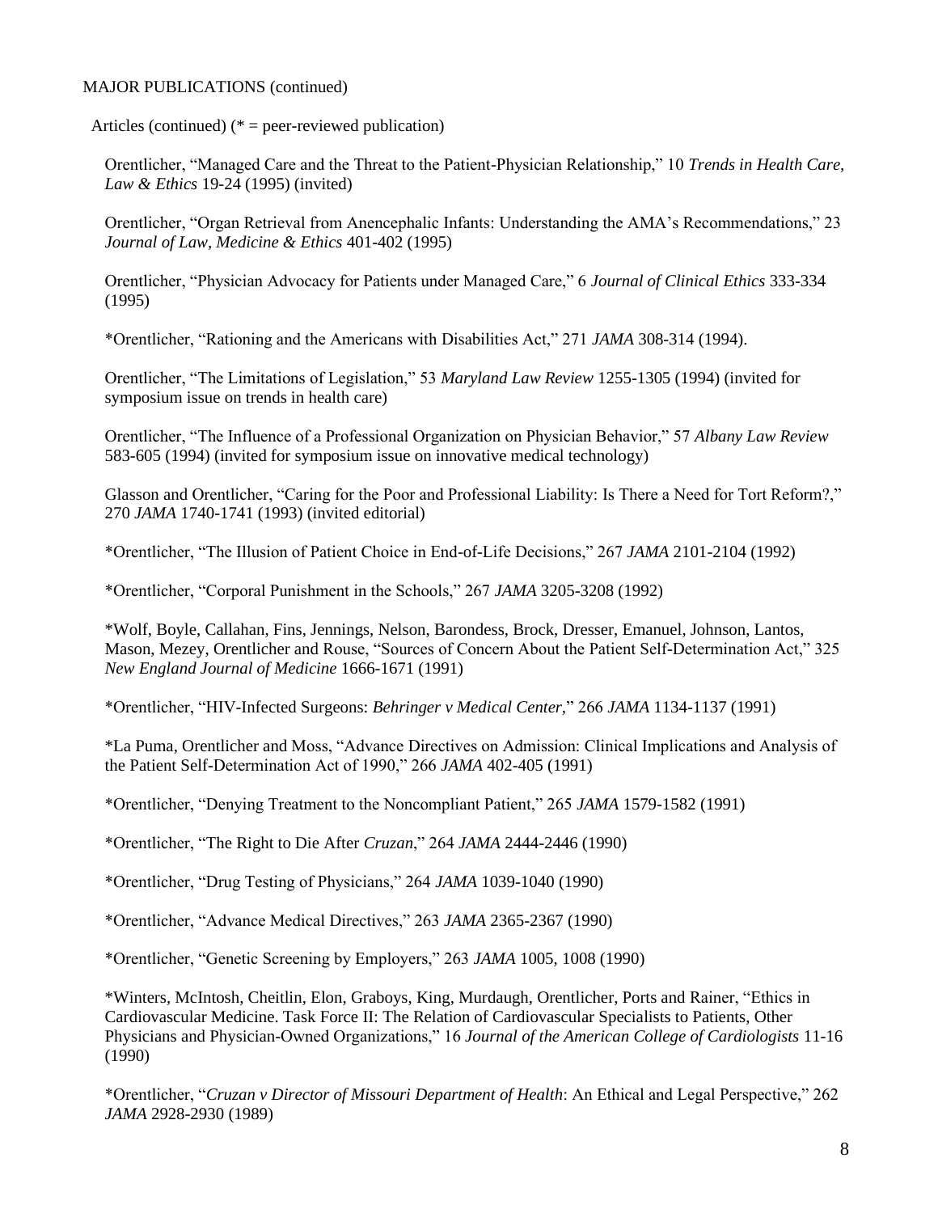MAJOR PUBLICATIONS (continued)

Articles (continued) (* = peer-reviewed publication)

Orentlicher, "Managed Care and the Threat to the Patient-Physician Relationship," 10 *Trends in Health Care, Law & Ethics* 19-24 (1995) (invited)

Orentlicher, "Organ Retrieval from Anencephalic Infants: Understanding the AMA's Recommendations," 23 *Journal of Law, Medicine & Ethics* 401-402 (1995)

Orentlicher, "Physician Advocacy for Patients under Managed Care," 6 *Journal of Clinical Ethics* 333-334 (1995)

*Orentlicher, "Rationing and the Americans with Disabilities Act," 271 *JAMA* 308-314 (1994).

Orentlicher, "The Limitations of Legislation," 53 *Maryland Law Review* 1255-1305 (1994) (invited for symposium issue on trends in health care)

Orentlicher, "The Influence of a Professional Organization on Physician Behavior," 57 *Albany Law Review* 583-605 (1994) (invited for symposium issue on innovative medical technology)

Glasson and Orentlicher, "Caring for the Poor and Professional Liability: Is There a Need for Tort Reform?," 270 *JAMA* 1740-1741 (1993) (invited editorial)

*Orentlicher, "The Illusion of Patient Choice in End-of-Life Decisions," 267 *JAMA* 2101-2104 (1992)

*Orentlicher, "Corporal Punishment in the Schools," 267 *JAMA* 3205-3208 (1992)

*Wolf, Boyle, Callahan, Fins, Jennings, Nelson, Barondess, Brock, Dresser, Emanuel, Johnson, Lantos, Mason, Mezey, Orentlicher and Rouse, "Sources of Concern About the Patient Self-Determination Act," 325 *New England Journal of Medicine* 1666-1671 (1991)

*Orentlicher, "HIV-Infected Surgeons: *Behringer v Medical Center*," 266 *JAMA* 1134-1137 (1991)

*La Puma, Orentlicher and Moss, "Advance Directives on Admission: Clinical Implications and Analysis of the Patient Self-Determination Act of 1990," 266 *JAMA* 402-405 (1991)

*Orentlicher, "Denying Treatment to the Noncompliant Patient," 265 *JAMA* 1579-1582 (1991)

*Orentlicher, "The Right to Die After *Cruzan*," 264 *JAMA* 2444-2446 (1990)

*Orentlicher, "Drug Testing of Physicians," 264 *JAMA* 1039-1040 (1990)

*Orentlicher, "Advance Medical Directives," 263 *JAMA* 2365-2367 (1990)

*Orentlicher, "Genetic Screening by Employers," 263 *JAMA* 1005, 1008 (1990)

*Winters, McIntosh, Cheitlin, Elon, Graboys, King, Murdaugh, Orentlicher, Ports and Rainer, "Ethics in Cardiovascular Medicine. Task Force II: The Relation of Cardiovascular Specialists to Patients, Other Physicians and Physician-Owned Organizations," 16 *Journal of the American College of Cardiologists* 11-16 (1990)

*Orentlicher, "*Cruzan v Director of Missouri Department of Health*: An Ethical and Legal Perspective," 262 *JAMA* 2928-2930 (1989)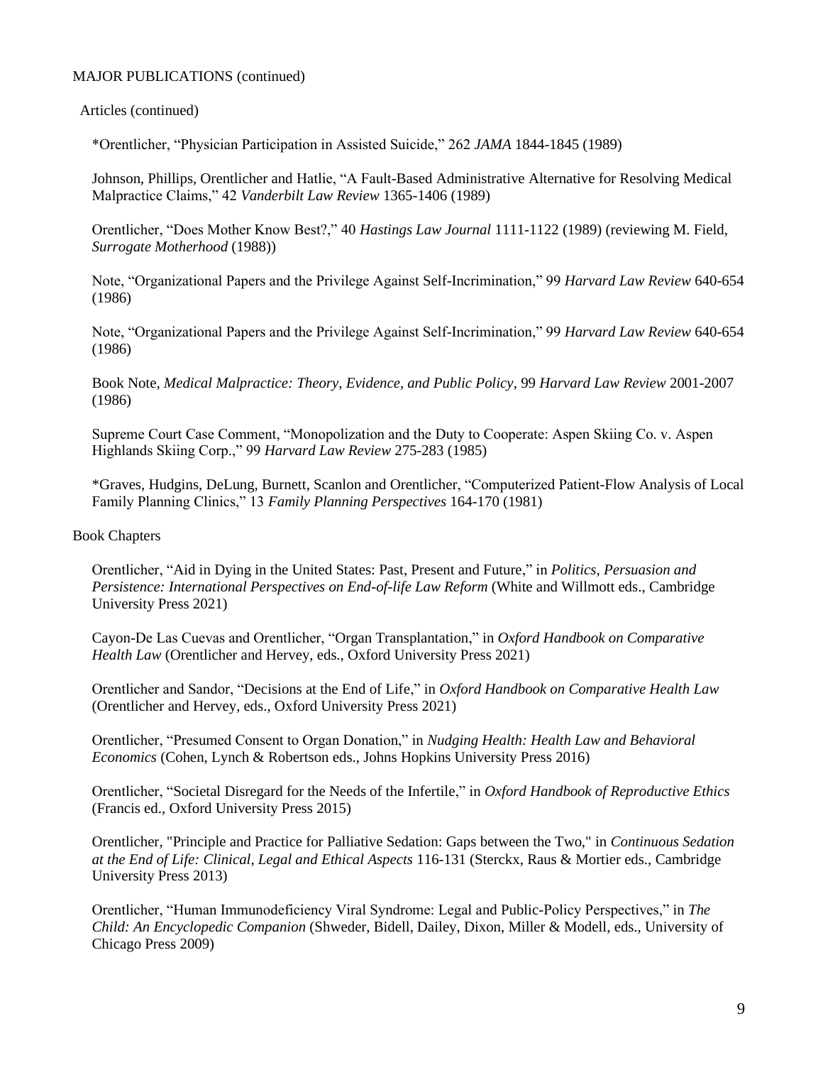MAJOR PUBLICATIONS (continued)

Articles (continued)

*Orentlicher, "Physician Participation in Assisted Suicide," 262 *JAMA* 1844-1845 (1989)

Johnson, Phillips, Orentlicher and Hatlie, "A Fault-Based Administrative Alternative for Resolving Medical Malpractice Claims," 42 *Vanderbilt Law Review* 1365-1406 (1989)

Orentlicher, "Does Mother Know Best?," 40 *Hastings Law Journal* 1111-1122 (1989) (reviewing M. Field, *Surrogate Motherhood* (1988))

Note, "Organizational Papers and the Privilege Against Self-Incrimination," 99 *Harvard Law Review* 640-654 (1986)

Note, "Organizational Papers and the Privilege Against Self-Incrimination," 99 *Harvard Law Review* 640-654 (1986)

Book Note, *Medical Malpractice: Theory, Evidence, and Public Policy*, 99 *Harvard Law Review* 2001-2007 (1986)

Supreme Court Case Comment, "Monopolization and the Duty to Cooperate: Aspen Skiing Co. v. Aspen Highlands Skiing Corp.," 99 *Harvard Law Review* 275-283 (1985)

*Graves, Hudgins, DeLung, Burnett, Scanlon and Orentlicher, "Computerized Patient-Flow Analysis of Local Family Planning Clinics," 13 *Family Planning Perspectives* 164-170 (1981)

Book Chapters

Orentlicher, "Aid in Dying in the United States: Past, Present and Future," in *Politics, Persuasion and Persistence: International Perspectives on End-of-life Law Reform* (White and Willmott eds., Cambridge University Press 2021)

Cayon-De Las Cuevas and Orentlicher, "Organ Transplantation," in *Oxford Handbook on Comparative Health Law* (Orentlicher and Hervey, eds., Oxford University Press 2021)

Orentlicher and Sandor, "Decisions at the End of Life," in *Oxford Handbook on Comparative Health Law* (Orentlicher and Hervey, eds., Oxford University Press 2021)

Orentlicher, "Presumed Consent to Organ Donation," in *Nudging Health: Health Law and Behavioral Economics* (Cohen, Lynch & Robertson eds., Johns Hopkins University Press 2016)

Orentlicher, "Societal Disregard for the Needs of the Infertile," in *Oxford Handbook of Reproductive Ethics* (Francis ed., Oxford University Press 2015)

Orentlicher, "Principle and Practice for Palliative Sedation: Gaps between the Two," in *Continuous Sedation at the End of Life: Clinical, Legal and Ethical Aspects* 116-131 (Sterckx, Raus & Mortier eds., Cambridge University Press 2013)

Orentlicher, "Human Immunodeficiency Viral Syndrome: Legal and Public-Policy Perspectives," in *The Child: An Encyclopedic Companion* (Shweder, Bidell, Dailey, Dixon, Miller & Modell, eds., University of Chicago Press 2009)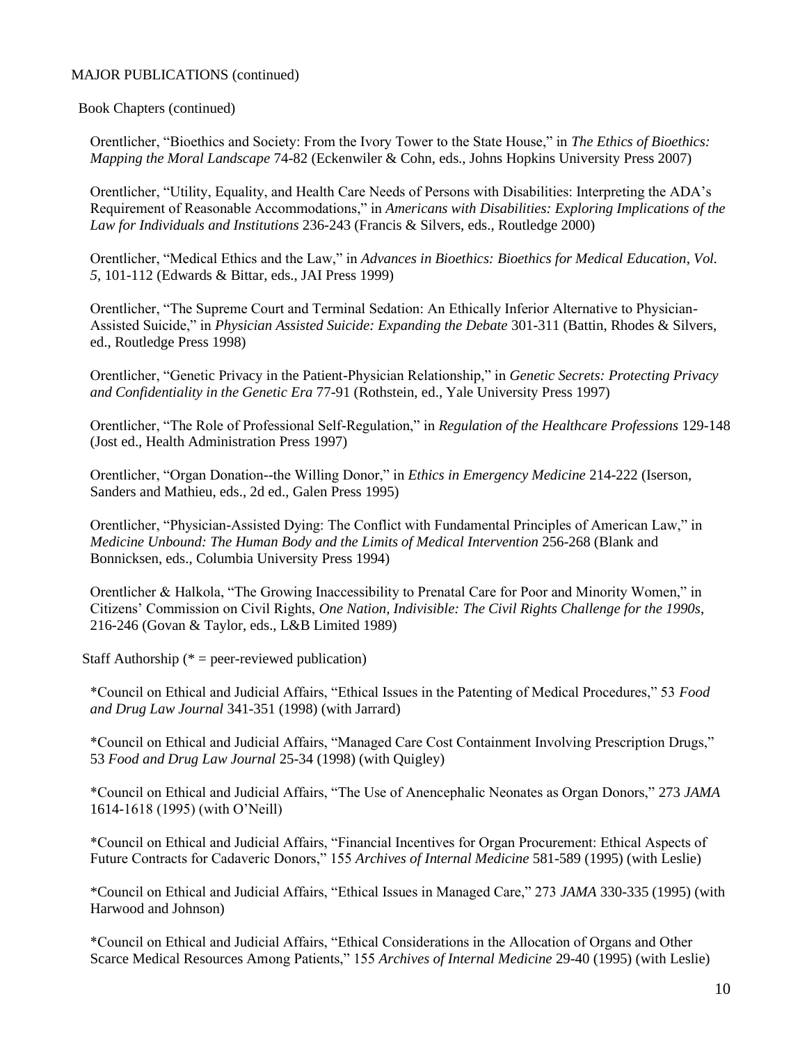MAJOR PUBLICATIONS (continued)

Book Chapters (continued)

Orentlicher, "Bioethics and Society: From the Ivory Tower to the State House," in *The Ethics of Bioethics: Mapping the Moral Landscape* 74-82 (Eckenwiler & Cohn, eds., Johns Hopkins University Press 2007)

Orentlicher, "Utility, Equality, and Health Care Needs of Persons with Disabilities: Interpreting the ADA's Requirement of Reasonable Accommodations," in *Americans with Disabilities: Exploring Implications of the Law for Individuals and Institutions* 236-243 (Francis & Silvers, eds., Routledge 2000)

Orentlicher, "Medical Ethics and the Law," in *Advances in Bioethics: Bioethics for Medical Education, Vol. 5*, 101-112 (Edwards & Bittar, eds., JAI Press 1999)

Orentlicher, "The Supreme Court and Terminal Sedation: An Ethically Inferior Alternative to Physician-Assisted Suicide," in *Physician Assisted Suicide: Expanding the Debate* 301-311 (Battin, Rhodes & Silvers, ed., Routledge Press 1998)

Orentlicher, "Genetic Privacy in the Patient-Physician Relationship," in *Genetic Secrets: Protecting Privacy and Confidentiality in the Genetic Era* 77-91 (Rothstein, ed., Yale University Press 1997)

Orentlicher, "The Role of Professional Self-Regulation," in *Regulation of the Healthcare Professions* 129-148 (Jost ed., Health Administration Press 1997)

Orentlicher, "Organ Donation--the Willing Donor," in *Ethics in Emergency Medicine* 214-222 (Iserson, Sanders and Mathieu, eds., 2d ed., Galen Press 1995)

Orentlicher, "Physician-Assisted Dying: The Conflict with Fundamental Principles of American Law," in *Medicine Unbound: The Human Body and the Limits of Medical Intervention* 256-268 (Blank and Bonnicksen, eds., Columbia University Press 1994)

Orentlicher & Halkola, "The Growing Inaccessibility to Prenatal Care for Poor and Minority Women," in Citizens' Commission on Civil Rights, *One Nation, Indivisible: The Civil Rights Challenge for the 1990s*, 216-246 (Govan & Taylor, eds., L&B Limited 1989)

Staff Authorship (* = peer-reviewed publication)

*Council on Ethical and Judicial Affairs, "Ethical Issues in the Patenting of Medical Procedures," 53 *Food and Drug Law Journal* 341-351 (1998) (with Jarrard)

*Council on Ethical and Judicial Affairs, "Managed Care Cost Containment Involving Prescription Drugs," 53 *Food and Drug Law Journal* 25-34 (1998) (with Quigley)

*Council on Ethical and Judicial Affairs, "The Use of Anencephalic Neonates as Organ Donors," 273 *JAMA* 1614-1618 (1995) (with O'Neill)

*Council on Ethical and Judicial Affairs, "Financial Incentives for Organ Procurement: Ethical Aspects of Future Contracts for Cadaveric Donors," 155 *Archives of Internal Medicine* 581-589 (1995) (with Leslie)

*Council on Ethical and Judicial Affairs, "Ethical Issues in Managed Care," 273 *JAMA* 330-335 (1995) (with Harwood and Johnson)

*Council on Ethical and Judicial Affairs, "Ethical Considerations in the Allocation of Organs and Other Scarce Medical Resources Among Patients," 155 *Archives of Internal Medicine* 29-40 (1995) (with Leslie)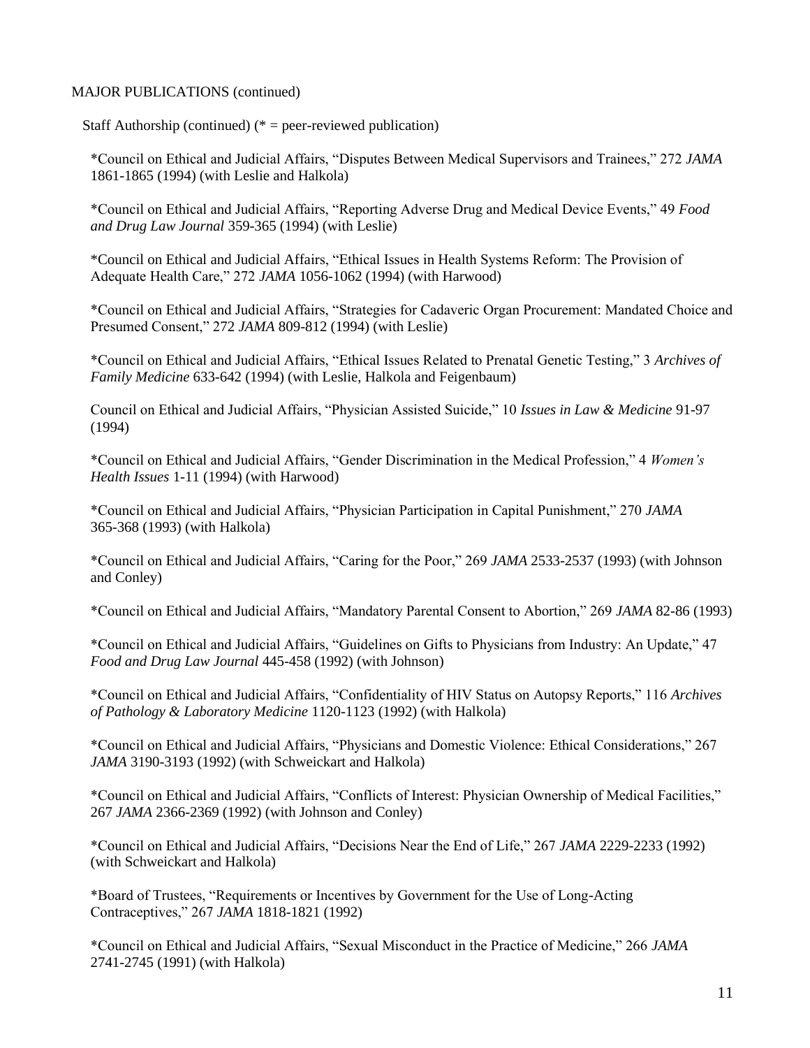MAJOR PUBLICATIONS (continued)

Staff Authorship (continued) (* = peer-reviewed publication)

*Council on Ethical and Judicial Affairs, "Disputes Between Medical Supervisors and Trainees," 272 *JAMA* 1861-1865 (1994) (with Leslie and Halkola)

*Council on Ethical and Judicial Affairs, "Reporting Adverse Drug and Medical Device Events," 49 *Food and Drug Law Journal* 359-365 (1994) (with Leslie)

*Council on Ethical and Judicial Affairs, "Ethical Issues in Health Systems Reform: The Provision of Adequate Health Care," 272 *JAMA* 1056-1062 (1994) (with Harwood)

*Council on Ethical and Judicial Affairs, "Strategies for Cadaveric Organ Procurement: Mandated Choice and Presumed Consent," 272 *JAMA* 809-812 (1994) (with Leslie)

*Council on Ethical and Judicial Affairs, "Ethical Issues Related to Prenatal Genetic Testing," 3 *Archives of Family Medicine* 633-642 (1994) (with Leslie, Halkola and Feigenbaum)

Council on Ethical and Judicial Affairs, "Physician Assisted Suicide," 10 *Issues in Law & Medicine* 91-97 (1994)

*Council on Ethical and Judicial Affairs, "Gender Discrimination in the Medical Profession," 4 *Women's Health Issues* 1-11 (1994) (with Harwood)

*Council on Ethical and Judicial Affairs, "Physician Participation in Capital Punishment," 270 *JAMA* 365-368 (1993) (with Halkola)

*Council on Ethical and Judicial Affairs, "Caring for the Poor," 269 *JAMA* 2533-2537 (1993) (with Johnson and Conley)

*Council on Ethical and Judicial Affairs, "Mandatory Parental Consent to Abortion," 269 *JAMA* 82-86 (1993)

*Council on Ethical and Judicial Affairs, "Guidelines on Gifts to Physicians from Industry: An Update," 47 *Food and Drug Law Journal* 445-458 (1992) (with Johnson)

*Council on Ethical and Judicial Affairs, "Confidentiality of HIV Status on Autopsy Reports," 116 *Archives of Pathology & Laboratory Medicine* 1120-1123 (1992) (with Halkola)

*Council on Ethical and Judicial Affairs, "Physicians and Domestic Violence: Ethical Considerations," 267 *JAMA* 3190-3193 (1992) (with Schweickart and Halkola)

*Council on Ethical and Judicial Affairs, "Conflicts of Interest: Physician Ownership of Medical Facilities," 267 *JAMA* 2366-2369 (1992) (with Johnson and Conley)

*Council on Ethical and Judicial Affairs, "Decisions Near the End of Life," 267 *JAMA* 2229-2233 (1992) (with Schweickart and Halkola)

*Board of Trustees, "Requirements or Incentives by Government for the Use of Long-Acting Contraceptives," 267 *JAMA* 1818-1821 (1992)

*Council on Ethical and Judicial Affairs, "Sexual Misconduct in the Practice of Medicine," 266 *JAMA* 2741-2745 (1991) (with Halkola)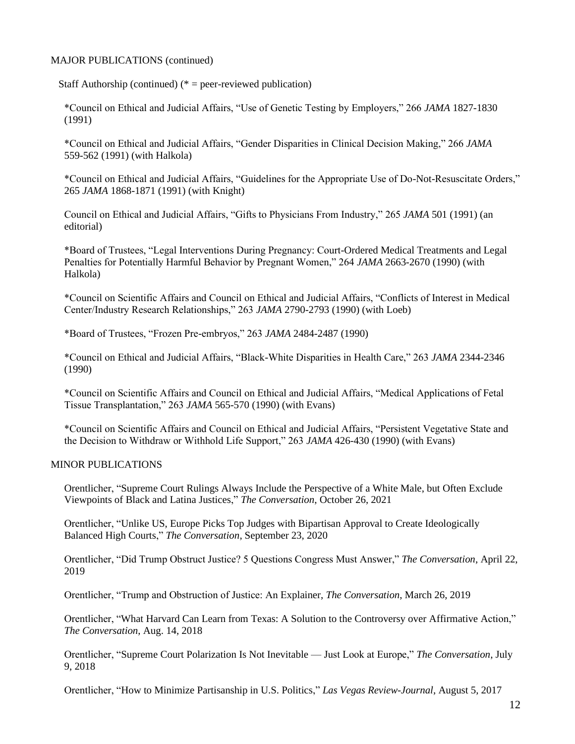MAJOR PUBLICATIONS (continued)

Staff Authorship (continued) (* = peer-reviewed publication)

*Council on Ethical and Judicial Affairs, "Use of Genetic Testing by Employers," 266 *JAMA* 1827-1830 (1991)

*Council on Ethical and Judicial Affairs, "Gender Disparities in Clinical Decision Making," 266 *JAMA* 559-562 (1991) (with Halkola)

*Council on Ethical and Judicial Affairs, "Guidelines for the Appropriate Use of Do-Not-Resuscitate Orders," 265 *JAMA* 1868-1871 (1991) (with Knight)

Council on Ethical and Judicial Affairs, "Gifts to Physicians From Industry," 265 *JAMA* 501 (1991) (an editorial)

*Board of Trustees, "Legal Interventions During Pregnancy: Court-Ordered Medical Treatments and Legal Penalties for Potentially Harmful Behavior by Pregnant Women," 264 *JAMA* 2663-2670 (1990) (with Halkola)

*Council on Scientific Affairs and Council on Ethical and Judicial Affairs, "Conflicts of Interest in Medical Center/Industry Research Relationships," 263 *JAMA* 2790-2793 (1990) (with Loeb)

*Board of Trustees, "Frozen Pre-embryos," 263 *JAMA* 2484-2487 (1990)

*Council on Ethical and Judicial Affairs, "Black-White Disparities in Health Care," 263 *JAMA* 2344-2346 (1990)

*Council on Scientific Affairs and Council on Ethical and Judicial Affairs, "Medical Applications of Fetal Tissue Transplantation," 263 *JAMA* 565-570 (1990) (with Evans)

*Council on Scientific Affairs and Council on Ethical and Judicial Affairs, "Persistent Vegetative State and the Decision to Withdraw or Withhold Life Support," 263 *JAMA* 426-430 (1990) (with Evans)

MINOR PUBLICATIONS

Orentlicher, "Supreme Court Rulings Always Include the Perspective of a White Male, but Often Exclude Viewpoints of Black and Latina Justices," *The Conversation*, October 26, 2021

Orentlicher, "Unlike US, Europe Picks Top Judges with Bipartisan Approval to Create Ideologically Balanced High Courts," *The Conversation*, September 23, 2020

Orentlicher, "Did Trump Obstruct Justice? 5 Questions Congress Must Answer," *The Conversation*, April 22, 2019

Orentlicher, "Trump and Obstruction of Justice: An Explainer, *The Conversation*, March 26, 2019

Orentlicher, "What Harvard Can Learn from Texas: A Solution to the Controversy over Affirmative Action," *The Conversation*, Aug. 14, 2018

Orentlicher, "Supreme Court Polarization Is Not Inevitable — Just Look at Europe," *The Conversation*, July 9, 2018

Orentlicher, "How to Minimize Partisanship in U.S. Politics," *Las Vegas Review-Journal*, August 5, 2017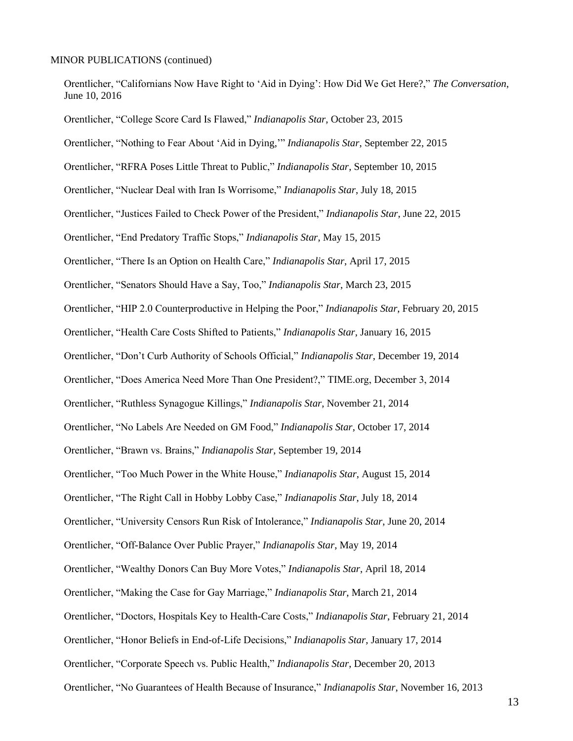MINOR PUBLICATIONS (continued)

Orentlicher, "Californians Now Have Right to 'Aid in Dying': How Did We Get Here?," *The Conversation*, June 10, 2016

Orentlicher, "College Score Card Is Flawed," *Indianapolis Star*, October 23, 2015

Orentlicher, "Nothing to Fear About 'Aid in Dying,'" *Indianapolis Star*, September 22, 2015

Orentlicher, "RFRA Poses Little Threat to Public," *Indianapolis Star*, September 10, 2015

Orentlicher, "Nuclear Deal with Iran Is Worrisome," *Indianapolis Star*, July 18, 2015

Orentlicher, "Justices Failed to Check Power of the President," *Indianapolis Star*, June 22, 2015

Orentlicher, "End Predatory Traffic Stops," *Indianapolis Star*, May 15, 2015

Orentlicher, "There Is an Option on Health Care," *Indianapolis Star*, April 17, 2015

Orentlicher, "Senators Should Have a Say, Too," *Indianapolis Star*, March 23, 2015

Orentlicher, "HIP 2.0 Counterproductive in Helping the Poor," *Indianapolis Star*, February 20, 2015

Orentlicher, "Health Care Costs Shifted to Patients," *Indianapolis Star*, January 16, 2015

Orentlicher, "Don't Curb Authority of Schools Official," *Indianapolis Star*, December 19, 2014

Orentlicher, "Does America Need More Than One President?," TIME.org, December 3, 2014

Orentlicher, "Ruthless Synagogue Killings," *Indianapolis Star*, November 21, 2014

Orentlicher, "No Labels Are Needed on GM Food," *Indianapolis Star*, October 17, 2014

Orentlicher, "Brawn vs. Brains," *Indianapolis Star*, September 19, 2014

Orentlicher, "Too Much Power in the White House," *Indianapolis Star*, August 15, 2014

Orentlicher, "The Right Call in Hobby Lobby Case," *Indianapolis Star*, July 18, 2014

Orentlicher, "University Censors Run Risk of Intolerance," *Indianapolis Star*, June 20, 2014

Orentlicher, "Off-Balance Over Public Prayer," *Indianapolis Star*, May 19, 2014

Orentlicher, "Wealthy Donors Can Buy More Votes," *Indianapolis Star*, April 18, 2014

Orentlicher, "Making the Case for Gay Marriage," *Indianapolis Star*, March 21, 2014

Orentlicher, "Doctors, Hospitals Key to Health-Care Costs," *Indianapolis Star*, February 21, 2014

Orentlicher, "Honor Beliefs in End-of-Life Decisions," *Indianapolis Star*, January 17, 2014

Orentlicher, "Corporate Speech vs. Public Health," *Indianapolis Star*, December 20, 2013

Orentlicher, "No Guarantees of Health Because of Insurance," *Indianapolis Star*, November 16, 2013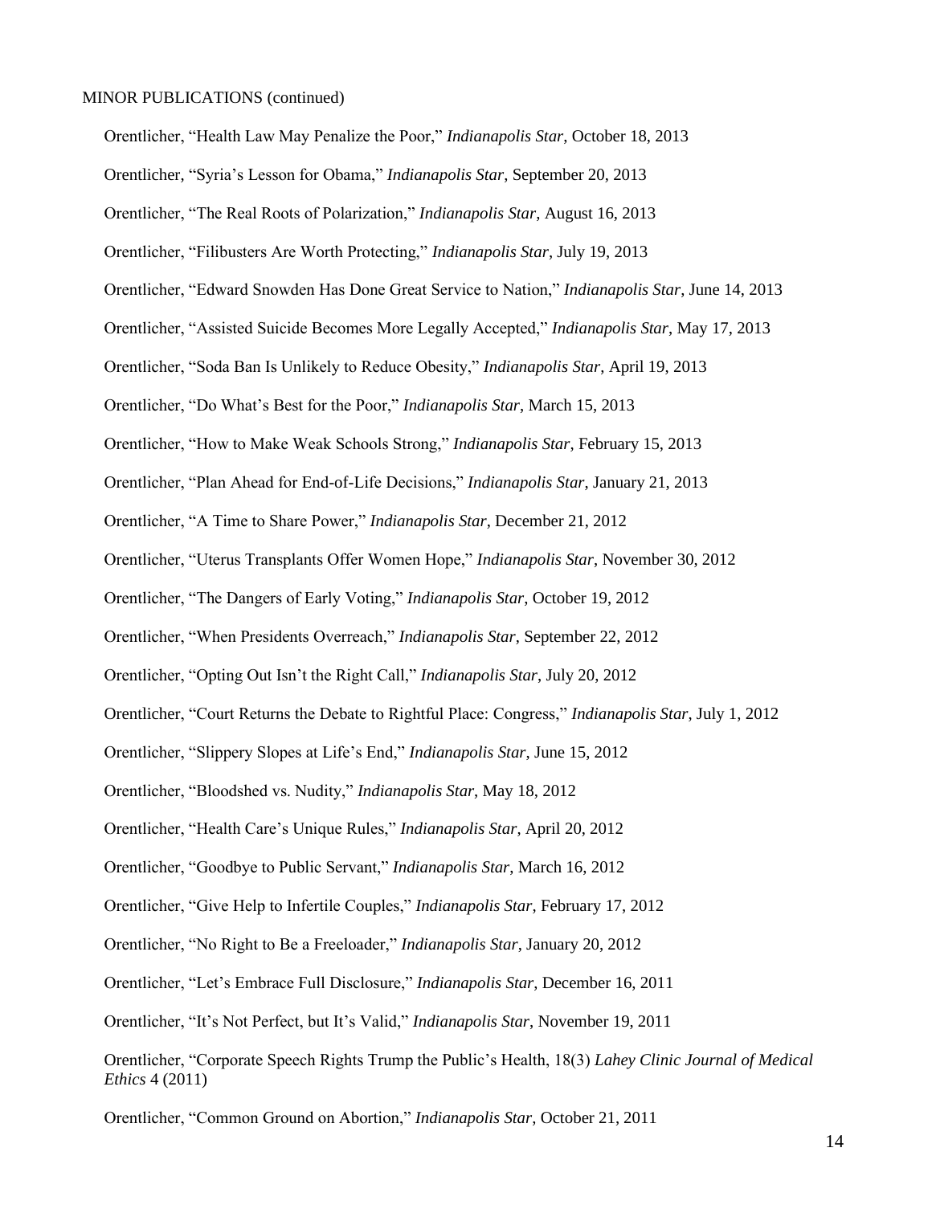MINOR PUBLICATIONS (continued)

Orentlicher, “Health Law May Penalize the Poor,” *Indianapolis Star*, October 18, 2013

Orentlicher, “Syria’s Lesson for Obama,” *Indianapolis Star*, September 20, 2013

Orentlicher, “The Real Roots of Polarization,” *Indianapolis Star*, August 16, 2013

Orentlicher, “Filibusters Are Worth Protecting,” *Indianapolis Star*, July 19, 2013

Orentlicher, “Edward Snowden Has Done Great Service to Nation,” *Indianapolis Star*, June 14, 2013

Orentlicher, “Assisted Suicide Becomes More Legally Accepted,” *Indianapolis Star*, May 17, 2013

Orentlicher, “Soda Ban Is Unlikely to Reduce Obesity,” *Indianapolis Star*, April 19, 2013

Orentlicher, “Do What’s Best for the Poor,” *Indianapolis Star*, March 15, 2013

Orentlicher, “How to Make Weak Schools Strong,” *Indianapolis Star*, February 15, 2013

Orentlicher, “Plan Ahead for End-of-Life Decisions,” *Indianapolis Star*, January 21, 2013

Orentlicher, “A Time to Share Power,” *Indianapolis Star*, December 21, 2012

Orentlicher, “Uterus Transplants Offer Women Hope,” *Indianapolis Star*, November 30, 2012

Orentlicher, “The Dangers of Early Voting,” *Indianapolis Star*, October 19, 2012

Orentlicher, “When Presidents Overreach,” *Indianapolis Star*, September 22, 2012

Orentlicher, “Opting Out Isn’t the Right Call,” *Indianapolis Star*, July 20, 2012

Orentlicher, “Court Returns the Debate to Rightful Place: Congress,” *Indianapolis Star*, July 1, 2012

Orentlicher, “Slippery Slopes at Life’s End,” *Indianapolis Star*, June 15, 2012

Orentlicher, “Bloodshed vs. Nudity,” *Indianapolis Star*, May 18, 2012

Orentlicher, “Health Care’s Unique Rules,” *Indianapolis Star*, April 20, 2012

Orentlicher, “Goodbye to Public Servant,” *Indianapolis Star*, March 16, 2012

Orentlicher, “Give Help to Infertile Couples,” *Indianapolis Star*, February 17, 2012

Orentlicher, “No Right to Be a Freeloader,” *Indianapolis Star*, January 20, 2012

Orentlicher, “Let’s Embrace Full Disclosure,” *Indianapolis Star*, December 16, 2011

Orentlicher, “It’s Not Perfect, but It’s Valid,” *Indianapolis Star*, November 19, 2011

Orentlicher, “Corporate Speech Rights Trump the Public’s Health, 18(3) *Lahey Clinic Journal of Medical Ethics* 4 (2011)

Orentlicher, “Common Ground on Abortion,” *Indianapolis Star*, October 21, 2011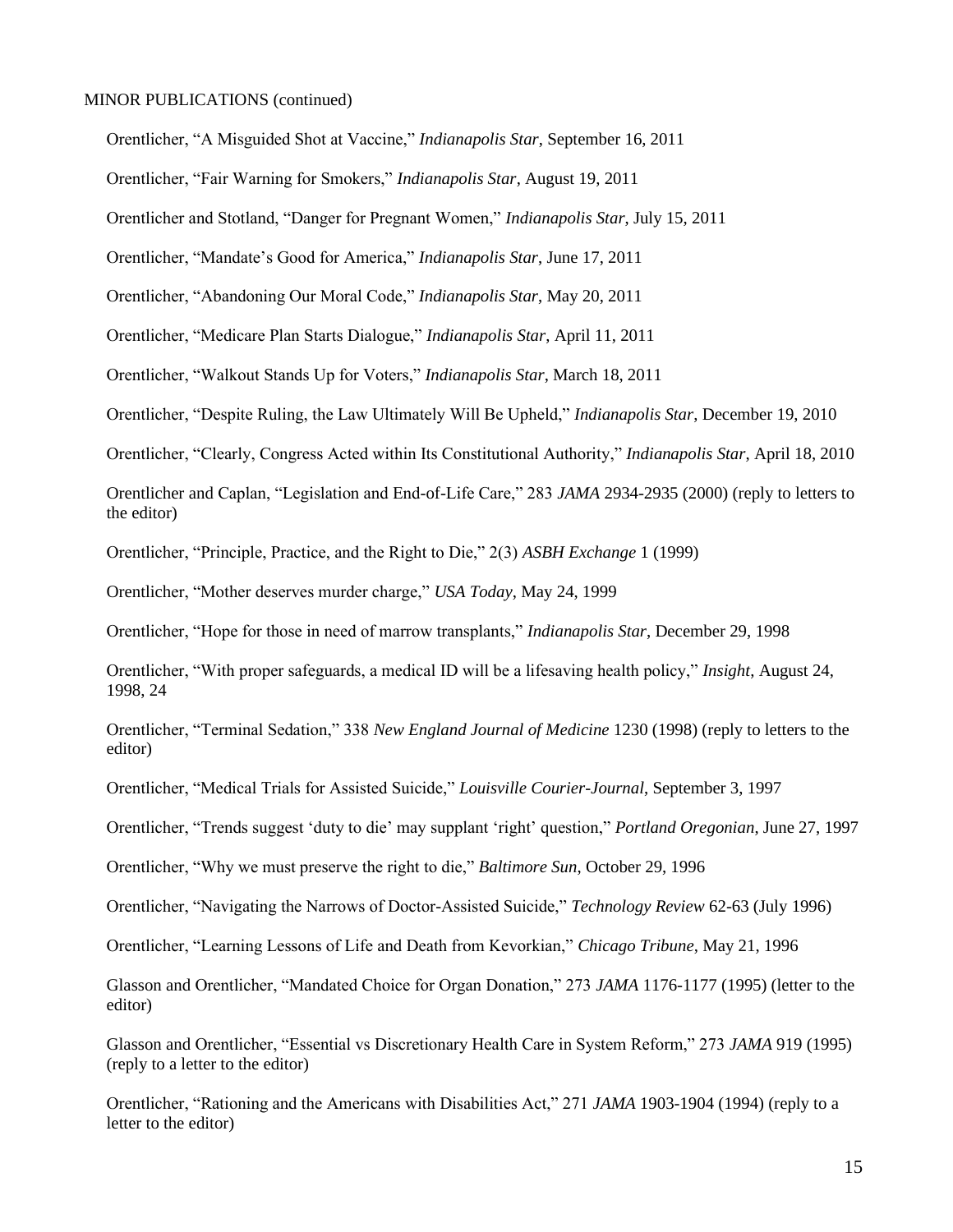MINOR PUBLICATIONS (continued)

Orentlicher, "A Misguided Shot at Vaccine," *Indianapolis Star*, September 16, 2011

Orentlicher, "Fair Warning for Smokers," *Indianapolis Star*, August 19, 2011

Orentlicher and Stotland, "Danger for Pregnant Women," *Indianapolis Star*, July 15, 2011

Orentlicher, "Mandate's Good for America," *Indianapolis Star*, June 17, 2011

Orentlicher, "Abandoning Our Moral Code," *Indianapolis Star*, May 20, 2011

Orentlicher, "Medicare Plan Starts Dialogue," *Indianapolis Star*, April 11, 2011

Orentlicher, "Walkout Stands Up for Voters," *Indianapolis Star*, March 18, 2011

Orentlicher, "Despite Ruling, the Law Ultimately Will Be Upheld," *Indianapolis Star*, December 19, 2010

Orentlicher, "Clearly, Congress Acted within Its Constitutional Authority," *Indianapolis Star*, April 18, 2010

Orentlicher and Caplan, "Legislation and End-of-Life Care," 283 *JAMA* 2934-2935 (2000) (reply to letters to the editor)

Orentlicher, "Principle, Practice, and the Right to Die," 2(3) *ASBH Exchange* 1 (1999)

Orentlicher, "Mother deserves murder charge," *USA Today*, May 24, 1999

Orentlicher, "Hope for those in need of marrow transplants," *Indianapolis Star*, December 29, 1998

Orentlicher, "With proper safeguards, a medical ID will be a lifesaving health policy," *Insight*, August 24, 1998, 24

Orentlicher, "Terminal Sedation," 338 *New England Journal of Medicine* 1230 (1998) (reply to letters to the editor)

Orentlicher, "Medical Trials for Assisted Suicide," *Louisville Courier-Journal*, September 3, 1997

Orentlicher, "Trends suggest 'duty to die' may supplant 'right' question," *Portland Oregonian*, June 27, 1997

Orentlicher, "Why we must preserve the right to die," *Baltimore Sun*, October 29, 1996

Orentlicher, "Navigating the Narrows of Doctor-Assisted Suicide," *Technology Review* 62-63 (July 1996)

Orentlicher, "Learning Lessons of Life and Death from Kevorkian," *Chicago Tribune*, May 21, 1996

Glasson and Orentlicher, "Mandated Choice for Organ Donation," 273 *JAMA* 1176-1177 (1995) (letter to the editor)

Glasson and Orentlicher, "Essential vs Discretionary Health Care in System Reform," 273 *JAMA* 919 (1995) (reply to a letter to the editor)

Orentlicher, "Rationing and the Americans with Disabilities Act," 271 *JAMA* 1903-1904 (1994) (reply to a letter to the editor)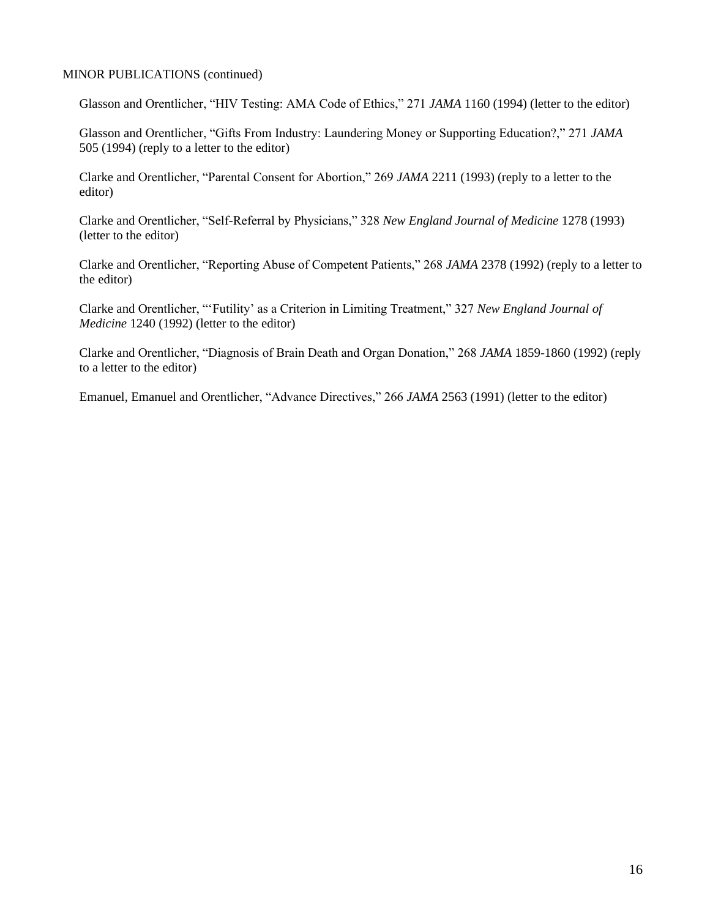MINOR PUBLICATIONS (continued)

Glasson and Orentlicher, "HIV Testing: AMA Code of Ethics," 271 *JAMA* 1160 (1994) (letter to the editor)

Glasson and Orentlicher, "Gifts From Industry: Laundering Money or Supporting Education?," 271 *JAMA* 505 (1994) (reply to a letter to the editor)

Clarke and Orentlicher, "Parental Consent for Abortion," 269 *JAMA* 2211 (1993) (reply to a letter to the editor)

Clarke and Orentlicher, "Self-Referral by Physicians," 328 *New England Journal of Medicine* 1278 (1993) (letter to the editor)

Clarke and Orentlicher, "Reporting Abuse of Competent Patients," 268 *JAMA* 2378 (1992) (reply to a letter to the editor)

Clarke and Orentlicher, "'Futility' as a Criterion in Limiting Treatment," 327 *New England Journal of Medicine* 1240 (1992) (letter to the editor)

Clarke and Orentlicher, "Diagnosis of Brain Death and Organ Donation," 268 *JAMA* 1859-1860 (1992) (reply to a letter to the editor)

Emanuel, Emanuel and Orentlicher, "Advance Directives," 266 *JAMA* 2563 (1991) (letter to the editor)